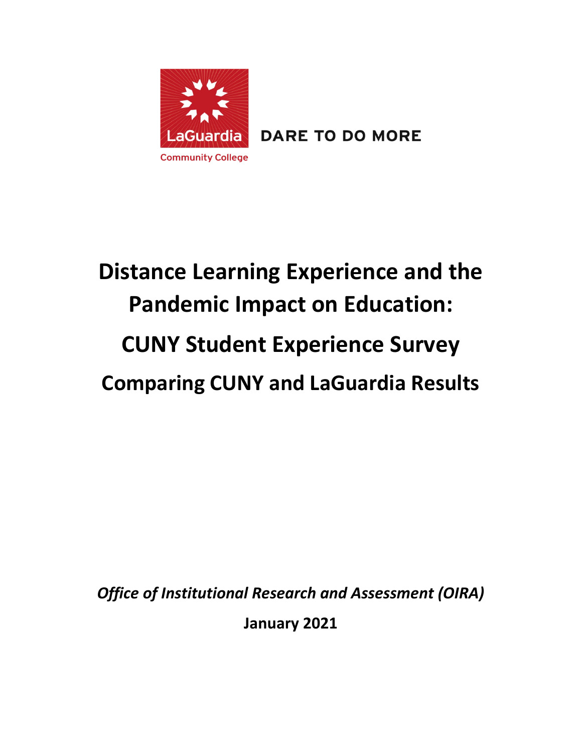LaGuardia Community College

DARE TO DO MORE

# Distance Learning Experience and the Pandemic Impact on Education:

# CUNY Student Experience Survey

# Comparing CUNY and LaGuardia Results

***Office of Institutional Research and Assessment (OIRA)***

**January 2021**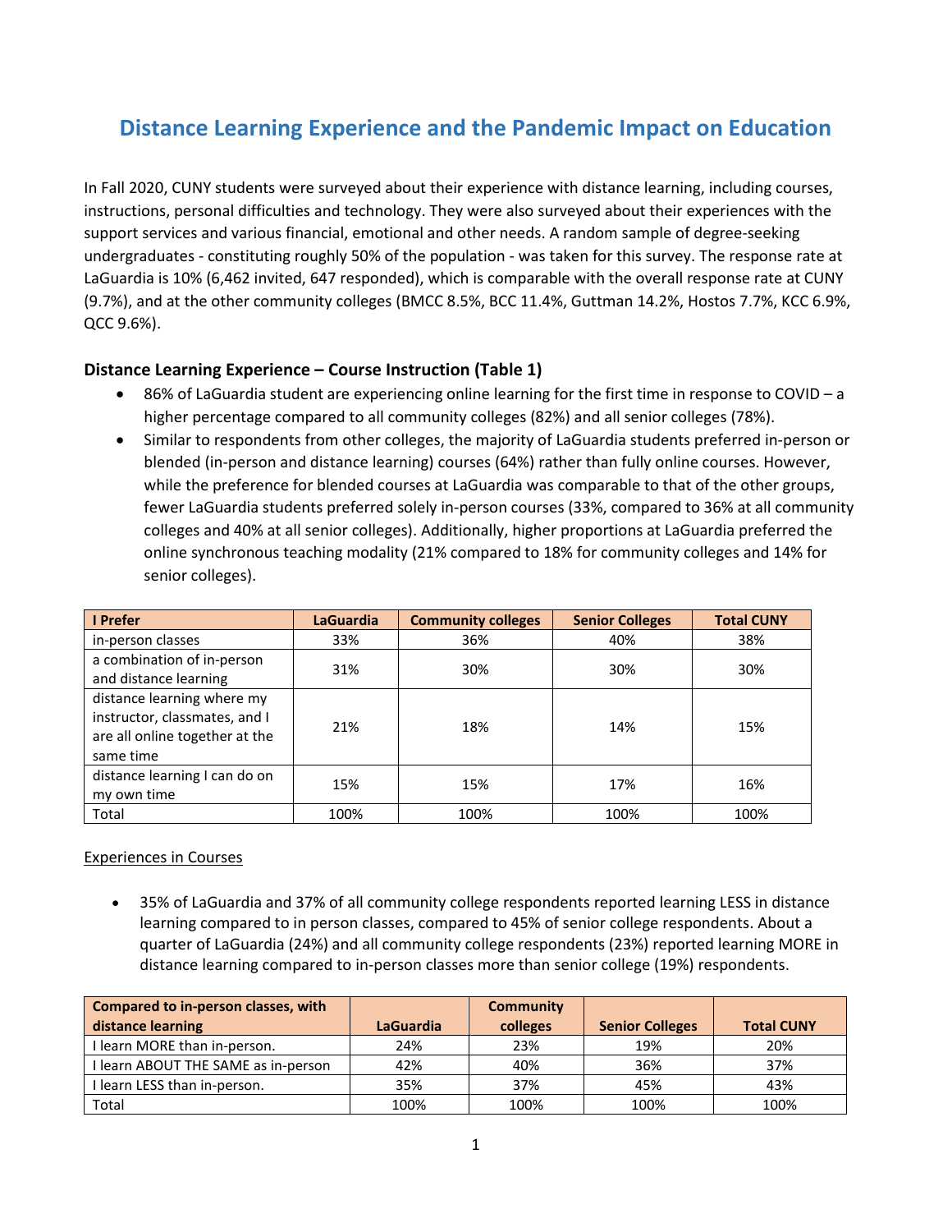# Distance Learning Experience and the Pandemic Impact on Education

In Fall 2020, CUNY students were surveyed about their experience with distance learning, including courses, instructions, personal difficulties and technology. They were also surveyed about their experiences with the support services and various financial, emotional and other needs. A random sample of degree-seeking undergraduates - constituting roughly 50% of the population - was taken for this survey. The response rate at LaGuardia is 10% (6,462 invited, 647 responded), which is comparable with the overall response rate at CUNY (9.7%), and at the other community colleges (BMCC 8.5%, BCC 11.4%, Guttman 14.2%, Hostos 7.7%, KCC 6.9%, QCC 9.6%).

### Distance Learning Experience – Course Instruction (Table 1)

- 86% of LaGuardia student are experiencing online learning for the first time in response to COVID – a higher percentage compared to all community colleges (82%) and all senior colleges (78%).
- Similar to respondents from other colleges, the majority of LaGuardia students preferred in-person or blended (in-person and distance learning) courses (64%) rather than fully online courses. However, while the preference for blended courses at LaGuardia was comparable to that of the other groups, fewer LaGuardia students preferred solely in-person courses (33%, compared to 36% at all community colleges and 40% at all senior colleges). Additionally, higher proportions at LaGuardia preferred the online synchronous teaching modality (21% compared to 18% for community colleges and 14% for senior colleges).

| I Prefer | LaGuardia | Community colleges | Senior Colleges | Total CUNY |
|---|---|---|---|---|
| in-person classes | 33% | 36% | 40% | 38% |
| a combination of in-person and distance learning | 31% | 30% | 30% | 30% |
| distance learning where my instructor, classmates, and I are all online together at the same time | 21% | 18% | 14% | 15% |
| distance learning I can do on my own time | 15% | 15% | 17% | 16% |
| Total | 100% | 100% | 100% | 100% |

Experiences in Courses

- 35% of LaGuardia and 37% of all community college respondents reported learning LESS in distance learning compared to in person classes, compared to 45% of senior college respondents. About a quarter of LaGuardia (24%) and all community college respondents (23%) reported learning MORE in distance learning compared to in-person classes more than senior college (19%) respondents.

| Compared to in-person classes, with distance learning | LaGuardia | Community colleges | Senior Colleges | Total CUNY |
|---|---|---|---|---|
| I learn MORE than in-person. | 24% | 23% | 19% | 20% |
| I learn ABOUT THE SAME as in-person | 42% | 40% | 36% | 37% |
| I learn LESS than in-person. | 35% | 37% | 45% | 43% |
| Total | 100% | 100% | 100% | 100% |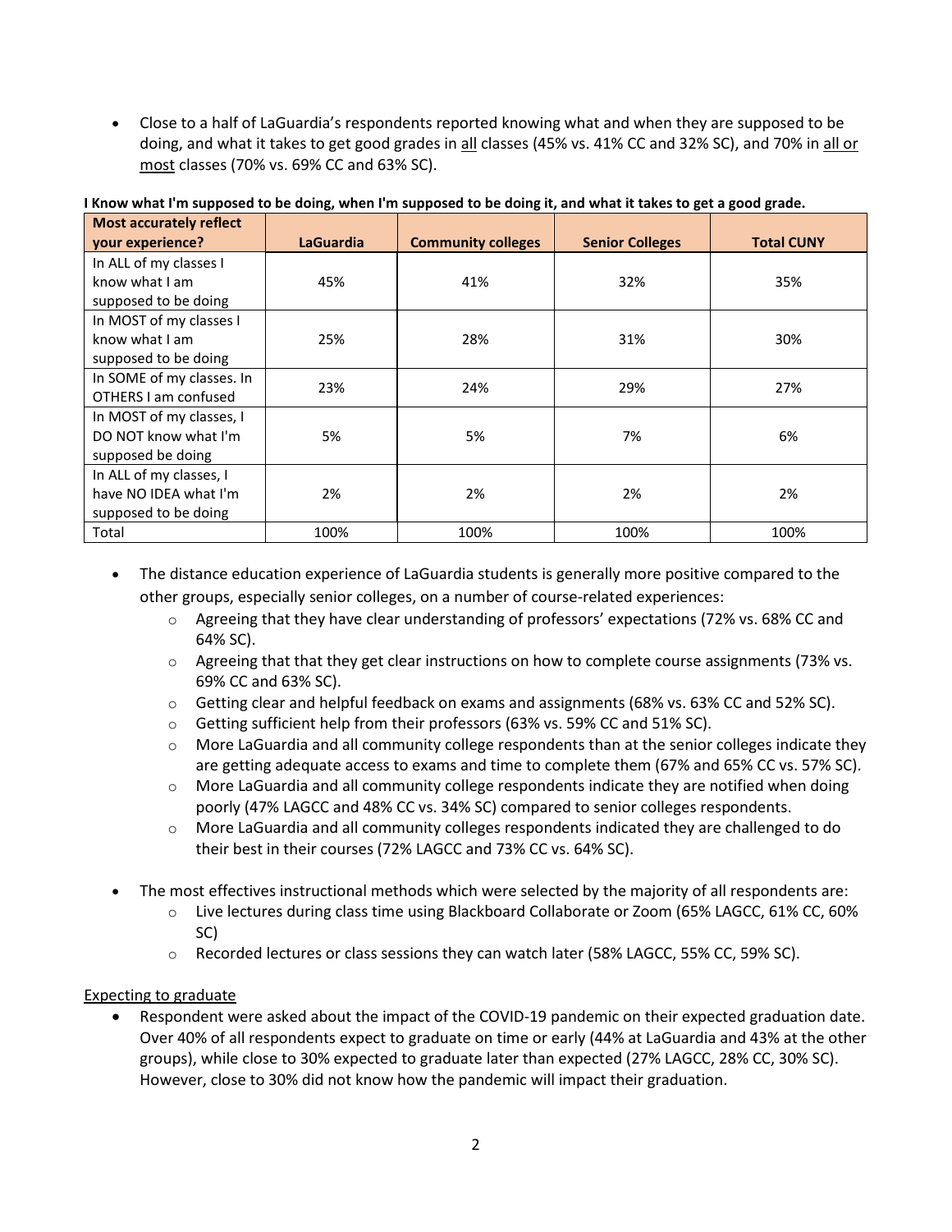- Close to a half of LaGuardia's respondents reported knowing what and when they are supposed to be doing, and what it takes to get good grades in all classes (45% vs. 41% CC and 32% SC), and 70% in all or most classes (70% vs. 69% CC and 63% SC).

**I Know what I'm supposed to be doing, when I'm supposed to be doing it, and what it takes to get a good grade.**

| Most accurately reflect your experience? | LaGuardia | Community colleges | Senior Colleges | Total CUNY |
|---|---|---|---|---|
| In ALL of my classes I know what I am supposed to be doing | 45% | 41% | 32% | 35% |
| In MOST of my classes I know what I am supposed to be doing | 25% | 28% | 31% | 30% |
| In SOME of my classes. In OTHERS I am confused | 23% | 24% | 29% | 27% |
| In MOST of my classes, I DO NOT know what I'm supposed be doing | 5% | 5% | 7% | 6% |
| In ALL of my classes, I have NO IDEA what I'm supposed to be doing | 2% | 2% | 2% | 2% |
| Total | 100% | 100% | 100% | 100% |

- The distance education experience of LaGuardia students is generally more positive compared to the other groups, especially senior colleges, on a number of course-related experiences:
  - Agreeing that they have clear understanding of professors' expectations (72% vs. 68% CC and 64% SC).
  - Agreeing that that they get clear instructions on how to complete course assignments (73% vs. 69% CC and 63% SC).
  - Getting clear and helpful feedback on exams and assignments (68% vs. 63% CC and 52% SC).
  - Getting sufficient help from their professors (63% vs. 59% CC and 51% SC).
  - More LaGuardia and all community college respondents than at the senior colleges indicate they are getting adequate access to exams and time to complete them (67% and 65% CC vs. 57% SC).
  - More LaGuardia and all community college respondents indicate they are notified when doing poorly (47% LAGCC and 48% CC vs. 34% SC) compared to senior colleges respondents.
  - More LaGuardia and all community colleges respondents indicated they are challenged to do their best in their courses (72% LAGCC and 73% CC vs. 64% SC).

- The most effectives instructional methods which were selected by the majority of all respondents are:
  - Live lectures during class time using Blackboard Collaborate or Zoom (65% LAGCC, 61% CC, 60% SC)
  - Recorded lectures or class sessions they can watch later (58% LAGCC, 55% CC, 59% SC).

## Expecting to graduate

- Respondent were asked about the impact of the COVID-19 pandemic on their expected graduation date. Over 40% of all respondents expect to graduate on time or early (44% at LaGuardia and 43% at the other groups), while close to 30% expected to graduate later than expected (27% LAGCC, 28% CC, 30% SC). However, close to 30% did not know how the pandemic will impact their graduation.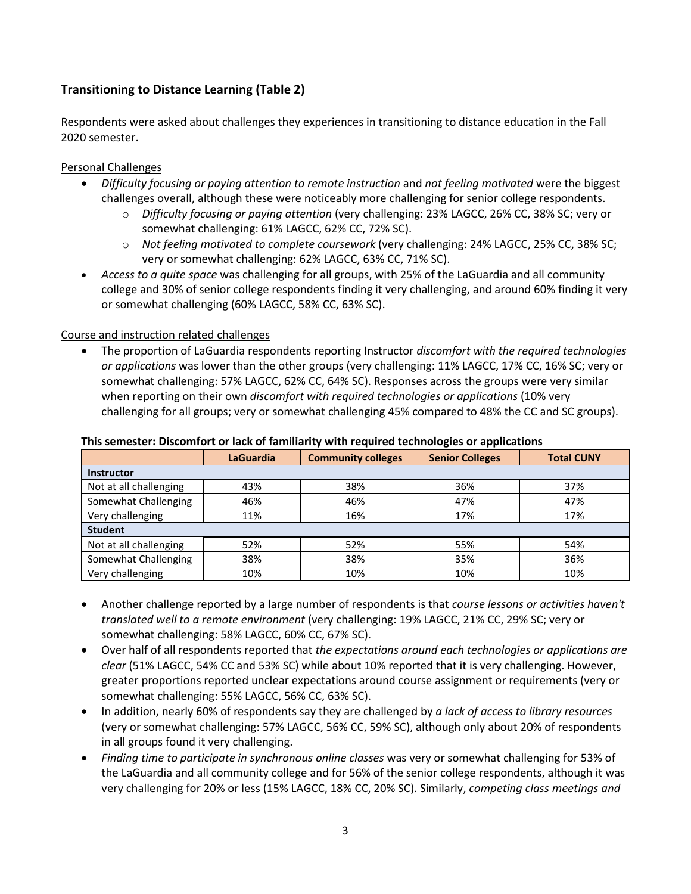## Transitioning to Distance Learning (Table 2)

Respondents were asked about challenges they experiences in transitioning to distance education in the Fall 2020 semester.

<u>Personal Challenges</u>

- *Difficulty focusing or paying attention to remote instruction* and *not feeling motivated* were the biggest challenges overall, although these were noticeably more challenging for senior college respondents.
    - *Difficulty focusing or paying attention* (very challenging: 23% LAGCC, 26% CC, 38% SC; very or somewhat challenging: 61% LAGCC, 62% CC, 72% SC).
    - *Not feeling motivated to complete coursework* (very challenging: 24% LAGCC, 25% CC, 38% SC; very or somewhat challenging: 62% LAGCC, 63% CC, 71% SC).
- *Access to a quite space* was challenging for all groups, with 25% of the LaGuardia and all community college and 30% of senior college respondents finding it very challenging, and around 60% finding it very or somewhat challenging (60% LAGCC, 58% CC, 63% SC).

<u>Course and instruction related challenges</u>

- The proportion of LaGuardia respondents reporting Instructor *discomfort with the required technologies or applications* was lower than the other groups (very challenging: 11% LAGCC, 17% CC, 16% SC; very or somewhat challenging: 57% LAGCC, 62% CC, 64% SC). Responses across the groups were very similar when reporting on their own *discomfort with required technologies or applications* (10% very challenging for all groups; very or somewhat challenging 45% compared to 48% the CC and SC groups).

**This semester: Discomfort or lack of familiarity with required technologies or applications**

| | LaGuardia | Community colleges | Senior Colleges | Total CUNY |
|---|---|---|---|---|
| **Instructor** | | | | |
| Not at all challenging | 43% | 38% | 36% | 37% |
| Somewhat Challenging | 46% | 46% | 47% | 47% |
| Very challenging | 11% | 16% | 17% | 17% |
| **Student** | | | | |
| Not at all challenging | 52% | 52% | 55% | 54% |
| Somewhat Challenging | 38% | 38% | 35% | 36% |
| Very challenging | 10% | 10% | 10% | 10% |

- Another challenge reported by a large number of respondents is that *course lessons or activities haven't translated well to a remote environment* (very challenging: 19% LAGCC, 21% CC, 29% SC; very or somewhat challenging: 58% LAGCC, 60% CC, 67% SC).
- Over half of all respondents reported that *the expectations around each technologies or applications are clear* (51% LAGCC, 54% CC and 53% SC) while about 10% reported that it is very challenging. However, greater proportions reported unclear expectations around course assignment or requirements (very or somewhat challenging: 55% LAGCC, 56% CC, 63% SC).
- In addition, nearly 60% of respondents say they are challenged by *a lack of access to library resources* (very or somewhat challenging: 57% LAGCC, 56% CC, 59% SC), although only about 20% of respondents in all groups found it very challenging.
- *Finding time to participate in synchronous online classes* was very or somewhat challenging for 53% of the LaGuardia and all community college and for 56% of the senior college respondents, although it was very challenging for 20% or less (15% LAGCC, 18% CC, 20% SC). Similarly, *competing class meetings and*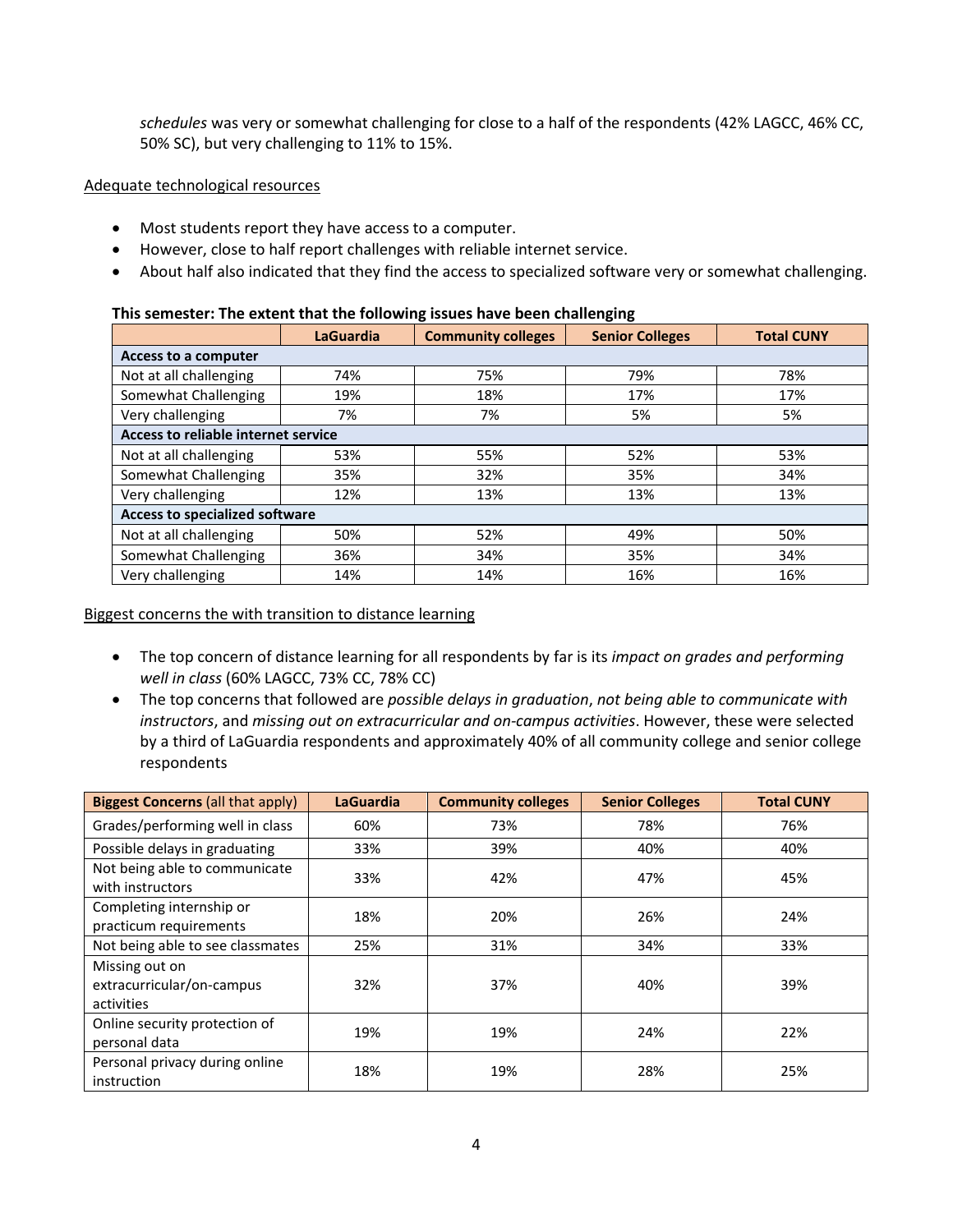*schedules* was very or somewhat challenging for close to a half of the respondents (42% LAGCC, 46% CC, 50% SC), but very challenging to 11% to 15%.

Adequate technological resources

- Most students report they have access to a computer.
- However, close to half report challenges with reliable internet service.
- About half also indicated that they find the access to specialized software very or somewhat challenging.

**This semester: The extent that the following issues have been challenging**

| | LaGuardia | Community colleges | Senior Colleges | Total CUNY |
|---|---|---|---|---|
| **Access to a computer** | | | | |
| Not at all challenging | 74% | 75% | 79% | 78% |
| Somewhat Challenging | 19% | 18% | 17% | 17% |
| Very challenging | 7% | 7% | 5% | 5% |
| **Access to reliable internet service** | | | | |
| Not at all challenging | 53% | 55% | 52% | 53% |
| Somewhat Challenging | 35% | 32% | 35% | 34% |
| Very challenging | 12% | 13% | 13% | 13% |
| **Access to specialized software** | | | | |
| Not at all challenging | 50% | 52% | 49% | 50% |
| Somewhat Challenging | 36% | 34% | 35% | 34% |
| Very challenging | 14% | 14% | 16% | 16% |

Biggest concerns the with transition to distance learning

- The top concern of distance learning for all respondents by far is its *impact on grades and performing well in class* (60% LAGCC, 73% CC, 78% CC)
- The top concerns that followed are *possible delays in graduation*, *not being able to communicate with instructors*, and *missing out on extracurricular and on-campus activities*. However, these were selected by a third of LaGuardia respondents and approximately 40% of all community college and senior college respondents

| **Biggest Concerns** (all that apply) | LaGuardia | Community colleges | Senior Colleges | Total CUNY |
|---|---|---|---|---|
| Grades/performing well in class | 60% | 73% | 78% | 76% |
| Possible delays in graduating | 33% | 39% | 40% | 40% |
| Not being able to communicate with instructors | 33% | 42% | 47% | 45% |
| Completing internship or practicum requirements | 18% | 20% | 26% | 24% |
| Not being able to see classmates | 25% | 31% | 34% | 33% |
| Missing out on extracurricular/on-campus activities | 32% | 37% | 40% | 39% |
| Online security protection of personal data | 19% | 19% | 24% | 22% |
| Personal privacy during online instruction | 18% | 19% | 28% | 25% |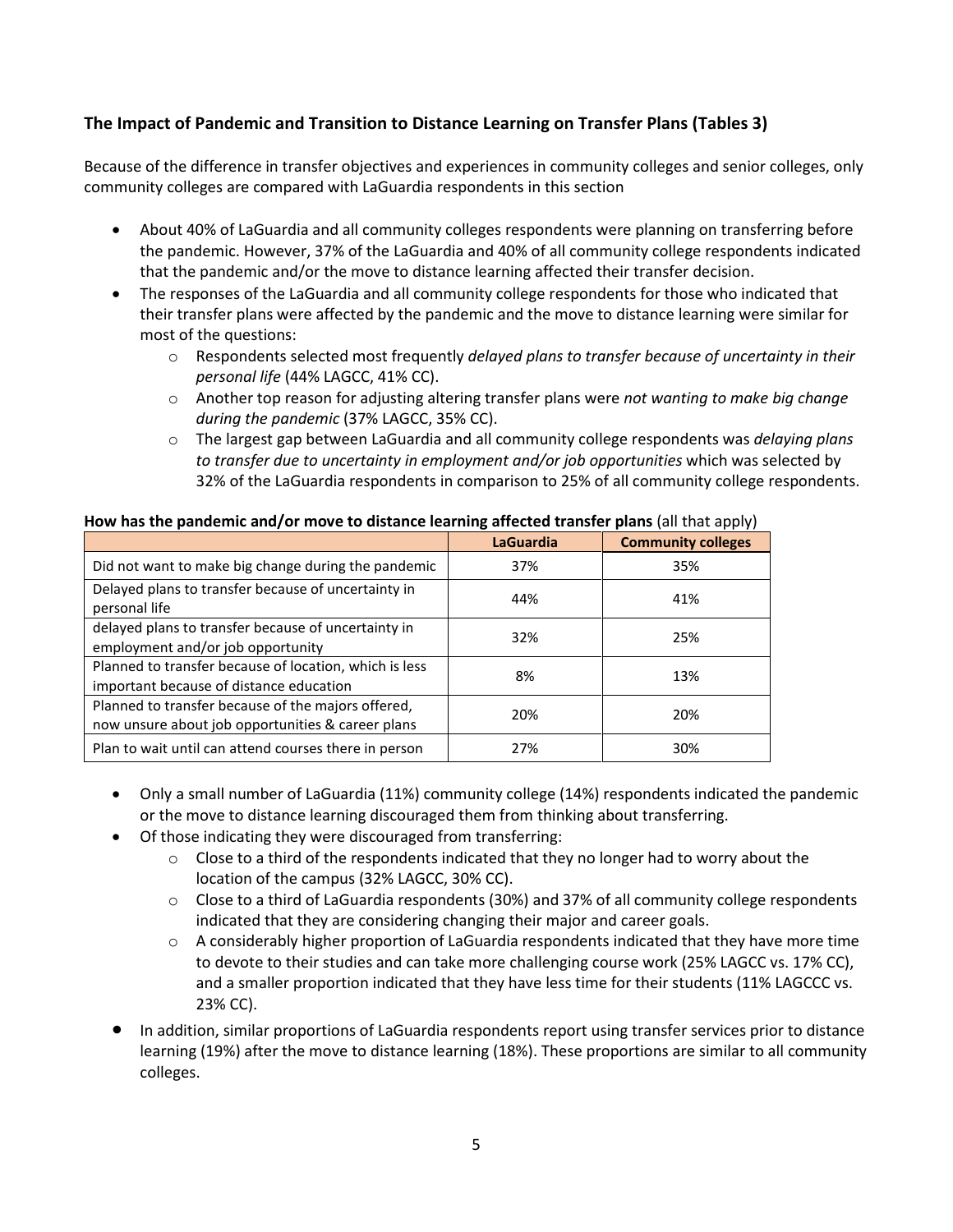### The Impact of Pandemic and Transition to Distance Learning on Transfer Plans (Tables 3)

Because of the difference in transfer objectives and experiences in community colleges and senior colleges, only community colleges are compared with LaGuardia respondents in this section

- About 40% of LaGuardia and all community colleges respondents were planning on transferring before the pandemic. However, 37% of the LaGuardia and 40% of all community college respondents indicated that the pandemic and/or the move to distance learning affected their transfer decision.
- The responses of the LaGuardia and all community college respondents for those who indicated that their transfer plans were affected by the pandemic and the move to distance learning were similar for most of the questions:
  - Respondents selected most frequently *delayed plans to transfer because of uncertainty in their personal life* (44% LAGCC, 41% CC).
  - Another top reason for adjusting altering transfer plans were *not wanting to make big change during the pandemic* (37% LAGCC, 35% CC).
  - The largest gap between LaGuardia and all community college respondents was *delaying plans to transfer due to uncertainty in employment and/or job opportunities* which was selected by 32% of the LaGuardia respondents in comparison to 25% of all community college respondents.

**How has the pandemic and/or move to distance learning affected transfer plans** (all that apply)

| | LaGuardia | Community colleges |
|---|---|---|
| Did not want to make big change during the pandemic | 37% | 35% |
| Delayed plans to transfer because of uncertainty in personal life | 44% | 41% |
| delayed plans to transfer because of uncertainty in employment and/or job opportunity | 32% | 25% |
| Planned to transfer because of location, which is less important because of distance education | 8% | 13% |
| Planned to transfer because of the majors offered, now unsure about job opportunities & career plans | 20% | 20% |
| Plan to wait until can attend courses there in person | 27% | 30% |

- Only a small number of LaGuardia (11%) community college (14%) respondents indicated the pandemic or the move to distance learning discouraged them from thinking about transferring.
- Of those indicating they were discouraged from transferring:
  - Close to a third of the respondents indicated that they no longer had to worry about the location of the campus (32% LAGCC, 30% CC).
  - Close to a third of LaGuardia respondents (30%) and 37% of all community college respondents indicated that they are considering changing their major and career goals.
  - A considerably higher proportion of LaGuardia respondents indicated that they have more time to devote to their studies and can take more challenging course work (25% LAGCC vs. 17% CC), and a smaller proportion indicated that they have less time for their students (11% LAGCCC vs. 23% CC).
- In addition, similar proportions of LaGuardia respondents report using transfer services prior to distance learning (19%) after the move to distance learning (18%). These proportions are similar to all community colleges.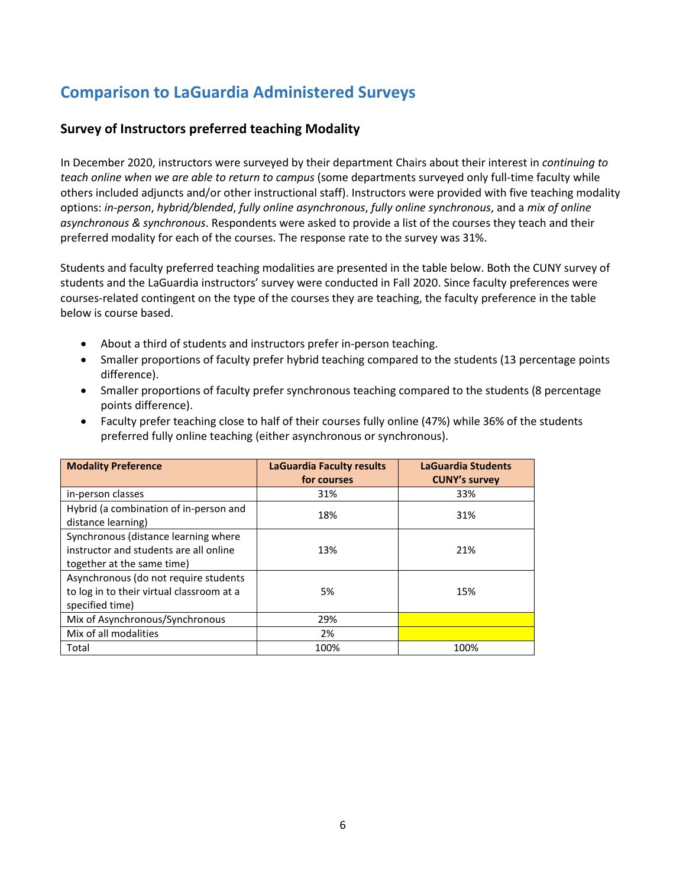## Comparison to LaGuardia Administered Surveys

### Survey of Instructors preferred teaching Modality

In December 2020, instructors were surveyed by their department Chairs about their interest in *continuing to teach online when we are able to return to campus* (some departments surveyed only full-time faculty while others included adjuncts and/or other instructional staff). Instructors were provided with five teaching modality options: *in-person*, *hybrid/blended*, *fully online asynchronous*, *fully online synchronous*, and a *mix of online asynchronous & synchronous*. Respondents were asked to provide a list of the courses they teach and their preferred modality for each of the courses. The response rate to the survey was 31%.

Students and faculty preferred teaching modalities are presented in the table below. Both the CUNY survey of students and the LaGuardia instructors' survey were conducted in Fall 2020. Since faculty preferences were courses-related contingent on the type of the courses they are teaching, the faculty preference in the table below is course based.

- About a third of students and instructors prefer in-person teaching.
- Smaller proportions of faculty prefer hybrid teaching compared to the students (13 percentage points difference).
- Smaller proportions of faculty prefer synchronous teaching compared to the students (8 percentage points difference).
- Faculty prefer teaching close to half of their courses fully online (47%) while 36% of the students preferred fully online teaching (either asynchronous or synchronous).

| Modality Preference | LaGuardia Faculty results for courses | LaGuardia Students CUNY's survey |
|---|---|---|
| in-person classes | 31% | 33% |
| Hybrid (a combination of in-person and distance learning) | 18% | 31% |
| Synchronous (distance learning where instructor and students are all online together at the same time) | 13% | 21% |
| Asynchronous (do not require students to log in to their virtual classroom at a specified time) | 5% | 15% |
| Mix of Asynchronous/Synchronous | 29% | |
| Mix of all modalities | 2% | |
| Total | 100% | 100% |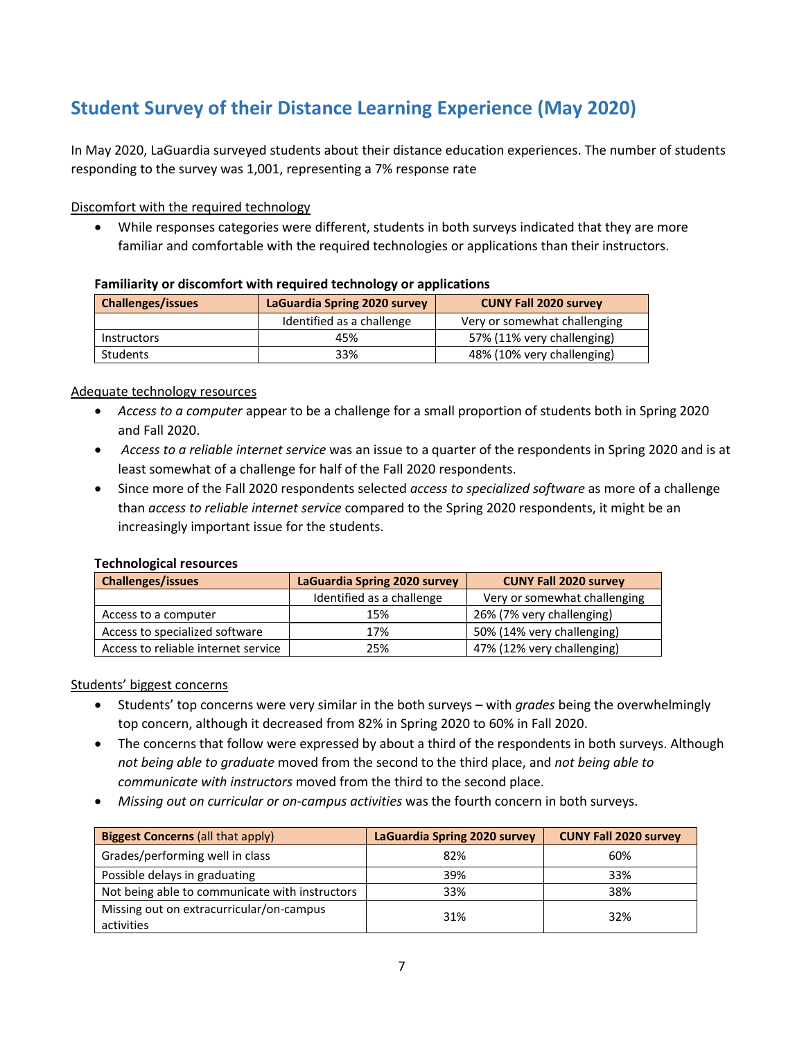## Student Survey of their Distance Learning Experience (May 2020)

In May 2020, LaGuardia surveyed students about their distance education experiences. The number of students responding to the survey was 1,001, representing a 7% response rate

Discomfort with the required technology

- While responses categories were different, students in both surveys indicated that they are more familiar and comfortable with the required technologies or applications than their instructors.

**Familiarity or discomfort with required technology or applications**

| Challenges/issues | LaGuardia Spring 2020 survey | CUNY Fall 2020 survey |
|---|---|---|
| | Identified as a challenge | Very or somewhat challenging |
| Instructors | 45% | 57% (11% very challenging) |
| Students | 33% | 48% (10% very challenging) |

Adequate technology resources

- *Access to a computer* appear to be a challenge for a small proportion of students both in Spring 2020 and Fall 2020.
- *Access to a reliable internet service* was an issue to a quarter of the respondents in Spring 2020 and is at least somewhat of a challenge for half of the Fall 2020 respondents.
- Since more of the Fall 2020 respondents selected *access to specialized software* as more of a challenge than *access to reliable internet service* compared to the Spring 2020 respondents, it might be an increasingly important issue for the students.

**Technological resources**

| Challenges/issues | LaGuardia Spring 2020 survey | CUNY Fall 2020 survey |
|---|---|---|
| | Identified as a challenge | Very or somewhat challenging |
| Access to a computer | 15% | 26% (7% very challenging) |
| Access to specialized software | 17% | 50% (14% very challenging) |
| Access to reliable internet service | 25% | 47% (12% very challenging) |

Students' biggest concerns

- Students' top concerns were very similar in the both surveys – with *grades* being the overwhelmingly top concern, although it decreased from 82% in Spring 2020 to 60% in Fall 2020.
- The concerns that follow were expressed by about a third of the respondents in both surveys. Although *not being able to graduate* moved from the second to the third place, and *not being able to communicate with instructors* moved from the third to the second place.
- *Missing out on curricular or on-campus activities* was the fourth concern in both surveys.

| **Biggest Concerns** (all that apply) | LaGuardia Spring 2020 survey | CUNY Fall 2020 survey |
|---|---|---|
| Grades/performing well in class | 82% | 60% |
| Possible delays in graduating | 39% | 33% |
| Not being able to communicate with instructors | 33% | 38% |
| Missing out on extracurricular/on-campus activities | 31% | 32% |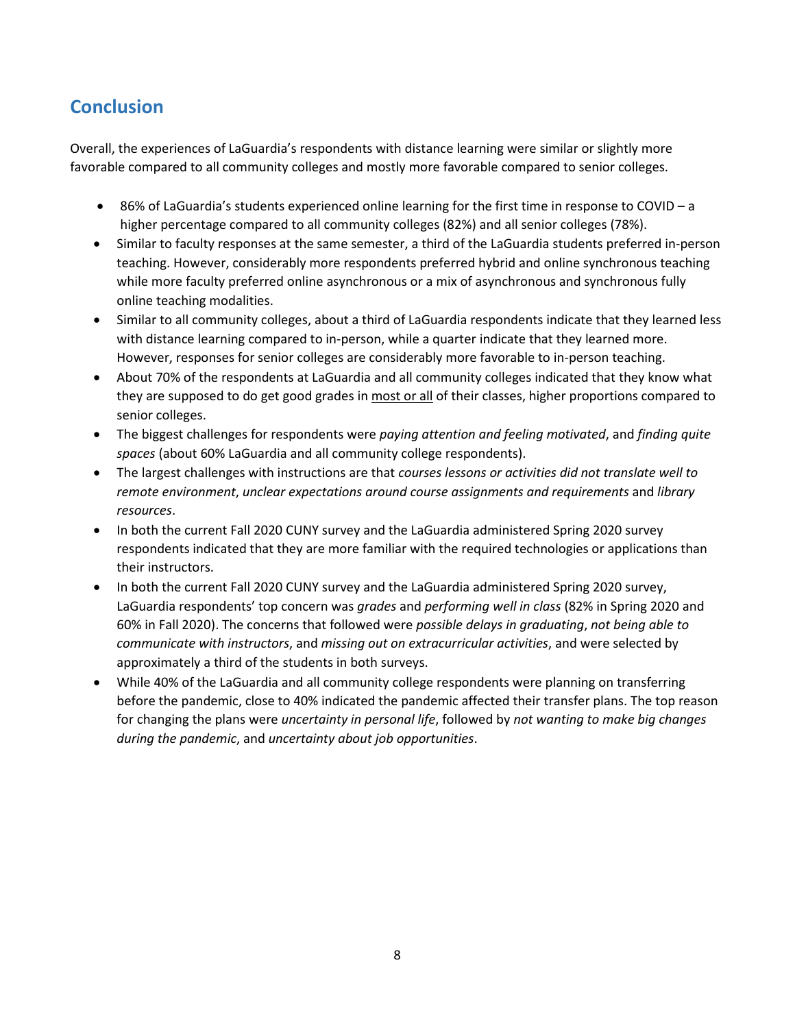## Conclusion

Overall, the experiences of LaGuardia's respondents with distance learning were similar or slightly more favorable compared to all community colleges and mostly more favorable compared to senior colleges.

- 86% of LaGuardia's students experienced online learning for the first time in response to COVID – a higher percentage compared to all community colleges (82%) and all senior colleges (78%).
- Similar to faculty responses at the same semester, a third of the LaGuardia students preferred in-person teaching. However, considerably more respondents preferred hybrid and online synchronous teaching while more faculty preferred online asynchronous or a mix of asynchronous and synchronous fully online teaching modalities.
- Similar to all community colleges, about a third of LaGuardia respondents indicate that they learned less with distance learning compared to in-person, while a quarter indicate that they learned more. However, responses for senior colleges are considerably more favorable to in-person teaching.
- About 70% of the respondents at LaGuardia and all community colleges indicated that they know what they are supposed to do get good grades in <u>most or all</u> of their classes, higher proportions compared to senior colleges.
- The biggest challenges for respondents were *paying attention and feeling motivated*, and *finding quite spaces* (about 60% LaGuardia and all community college respondents).
- The largest challenges with instructions are that *courses lessons or activities did not translate well to remote environment*, *unclear expectations around course assignments and requirements* and *library resources*.
- In both the current Fall 2020 CUNY survey and the LaGuardia administered Spring 2020 survey respondents indicated that they are more familiar with the required technologies or applications than their instructors.
- In both the current Fall 2020 CUNY survey and the LaGuardia administered Spring 2020 survey, LaGuardia respondents' top concern was *grades* and *performing well in class* (82% in Spring 2020 and 60% in Fall 2020). The concerns that followed were *possible delays in graduating*, *not being able to communicate with instructors*, and *missing out on extracurricular activities*, and were selected by approximately a third of the students in both surveys.
- While 40% of the LaGuardia and all community college respondents were planning on transferring before the pandemic, close to 40% indicated the pandemic affected their transfer plans. The top reason for changing the plans were *uncertainty in personal life*, followed by *not wanting to make big changes during the pandemic*, and *uncertainty about job opportunities*.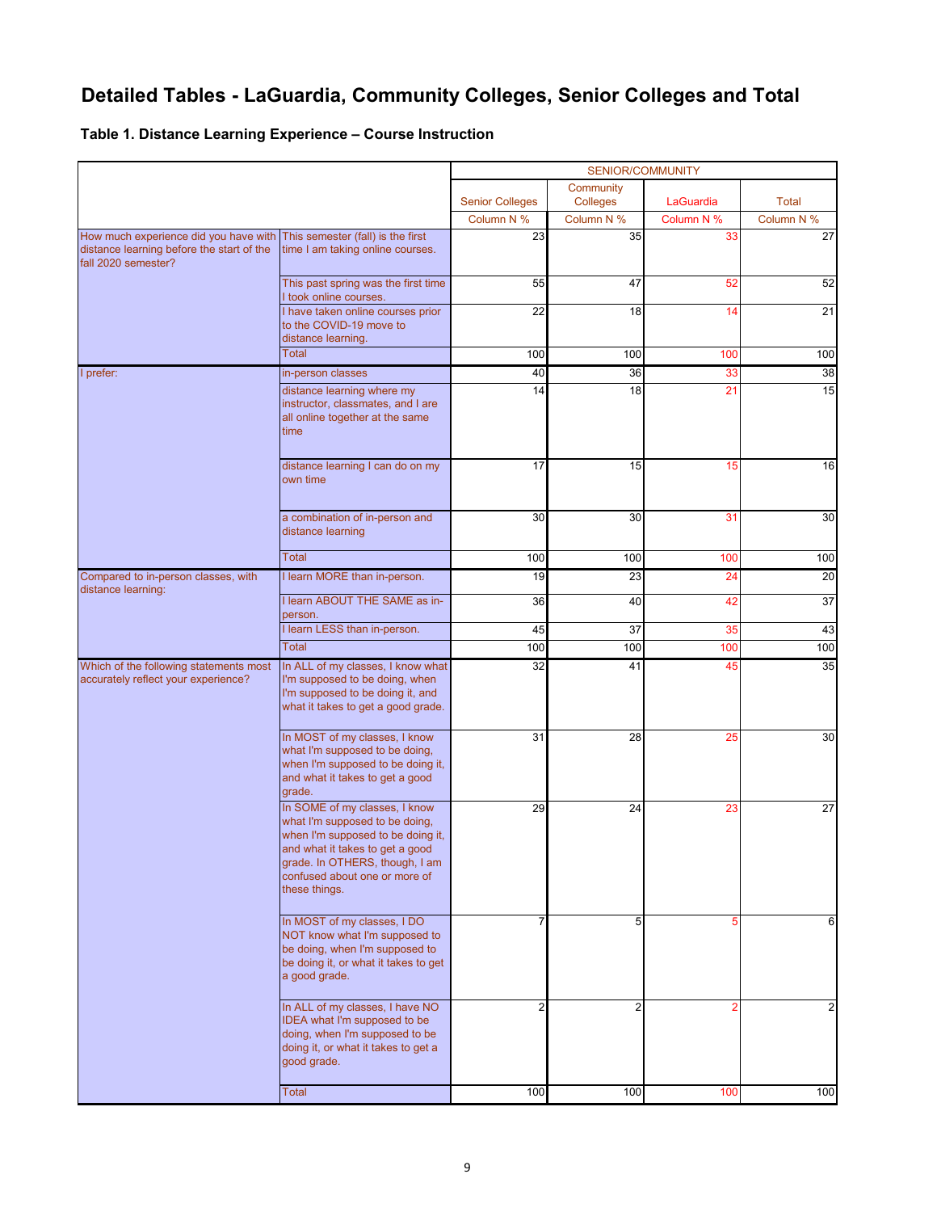# Detailed Tables - LaGuardia, Community Colleges, Senior Colleges and Total

### Table 1. Distance Learning Experience – Course Instruction

| | | SENIOR/COMMUNITY | | | |
|---|---|---|---|---|---|
| | | Senior Colleges | Community Colleges | LaGuardia | Total |
| | | Column N % | Column N % | Column N % | Column N % |
| How much experience did you have with distance learning before the start of the fall 2020 semester? | This semester (fall) is the first time I am taking online courses. | 23 | 35 | 33 | 27 |
| | This past spring was the first time I took online courses. | 55 | 47 | 52 | 52 |
| | I have taken online courses prior to the COVID-19 move to distance learning. | 22 | 18 | 14 | 21 |
| | Total | 100 | 100 | 100 | 100 |
| I prefer: | in-person classes | 40 | 36 | 33 | 38 |
| | distance learning where my instructor, classmates, and I are all online together at the same time | 14 | 18 | 21 | 15 |
| | distance learning I can do on my own time | 17 | 15 | 15 | 16 |
| | a combination of in-person and distance learning | 30 | 30 | 31 | 30 |
| | Total | 100 | 100 | 100 | 100 |
| Compared to in-person classes, with distance learning: | I learn MORE than in-person. | 19 | 23 | 24 | 20 |
| | I learn ABOUT THE SAME as in-person. | 36 | 40 | 42 | 37 |
| | I learn LESS than in-person. | 45 | 37 | 35 | 43 |
| | Total | 100 | 100 | 100 | 100 |
| Which of the following statements most accurately reflect your experience? | In ALL of my classes, I know what I'm supposed to be doing, when I'm supposed to be doing it, and what it takes to get a good grade. | 32 | 41 | 45 | 35 |
| | In MOST of my classes, I know what I'm supposed to be doing, when I'm supposed to be doing it, and what it takes to get a good grade. | 31 | 28 | 25 | 30 |
| | In SOME of my classes, I know what I'm supposed to be doing, when I'm supposed to be doing it, and what it takes to get a good grade. In OTHERS, though, I am confused about one or more of these things. | 29 | 24 | 23 | 27 |
| | In MOST of my classes, I DO NOT know what I'm supposed to be doing, when I'm supposed to be doing it, or what it takes to get a good grade. | 7 | 5 | 5 | 6 |
| | In ALL of my classes, I have NO IDEA what I'm supposed to be doing, when I'm supposed to be doing it, or what it takes to get a good grade. | 2 | 2 | 2 | 2 |
| | Total | 100 | 100 | 100 | 100 |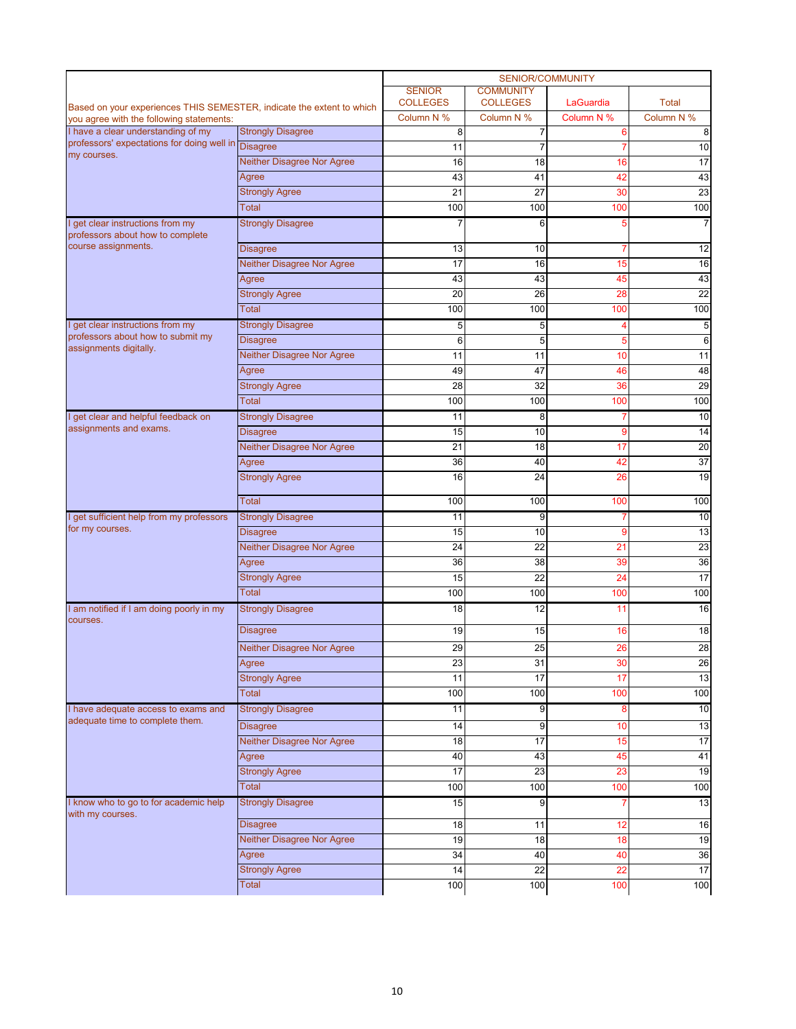| Based on your experiences THIS SEMESTER, indicate the extent to which you agree with the following statements: | | SENIOR/COMMUNITY | | | |
|---|---|---|---|---|---|
| | | SENIOR COLLEGES | COMMUNITY COLLEGES | LaGuardia | Total |
| | | Column N % | Column N % | Column N % | Column N % |
| I have a clear understanding of my professors' expectations for doing well in my courses. | Strongly Disagree | 8 | 7 | 6 | 8 |
| | Disagree | 11 | 7 | 7 | 10 |
| | Neither Disagree Nor Agree | 16 | 18 | 16 | 17 |
| | Agree | 43 | 41 | 42 | 43 |
| | Strongly Agree | 21 | 27 | 30 | 23 |
| | Total | 100 | 100 | 100 | 100 |
| I get clear instructions from my professors about how to complete course assignments. | Strongly Disagree | 7 | 6 | 5 | 7 |
| | Disagree | 13 | 10 | 7 | 12 |
| | Neither Disagree Nor Agree | 17 | 16 | 15 | 16 |
| | Agree | 43 | 43 | 45 | 43 |
| | Strongly Agree | 20 | 26 | 28 | 22 |
| | Total | 100 | 100 | 100 | 100 |
| I get clear instructions from my professors about how to submit my assignments digitally. | Strongly Disagree | 5 | 5 | 4 | 5 |
| | Disagree | 6 | 5 | 5 | 6 |
| | Neither Disagree Nor Agree | 11 | 11 | 10 | 11 |
| | Agree | 49 | 47 | 46 | 48 |
| | Strongly Agree | 28 | 32 | 36 | 29 |
| | Total | 100 | 100 | 100 | 100 |
| I get clear and helpful feedback on assignments and exams. | Strongly Disagree | 11 | 8 | 7 | 10 |
| | Disagree | 15 | 10 | 9 | 14 |
| | Neither Disagree Nor Agree | 21 | 18 | 17 | 20 |
| | Agree | 36 | 40 | 42 | 37 |
| | Strongly Agree | 16 | 24 | 26 | 19 |
| | Total | 100 | 100 | 100 | 100 |
| I get sufficient help from my professors for my courses. | Strongly Disagree | 11 | 9 | 7 | 10 |
| | Disagree | 15 | 10 | 9 | 13 |
| | Neither Disagree Nor Agree | 24 | 22 | 21 | 23 |
| | Agree | 36 | 38 | 39 | 36 |
| | Strongly Agree | 15 | 22 | 24 | 17 |
| | Total | 100 | 100 | 100 | 100 |
| I am notified if I am doing poorly in my courses. | Strongly Disagree | 18 | 12 | 11 | 16 |
| | Disagree | 19 | 15 | 16 | 18 |
| | Neither Disagree Nor Agree | 29 | 25 | 26 | 28 |
| | Agree | 23 | 31 | 30 | 26 |
| | Strongly Agree | 11 | 17 | 17 | 13 |
| | Total | 100 | 100 | 100 | 100 |
| I have adequate access to exams and adequate time to complete them. | Strongly Disagree | 11 | 9 | 8 | 10 |
| | Disagree | 14 | 9 | 10 | 13 |
| | Neither Disagree Nor Agree | 18 | 17 | 15 | 17 |
| | Agree | 40 | 43 | 45 | 41 |
| | Strongly Agree | 17 | 23 | 23 | 19 |
| | Total | 100 | 100 | 100 | 100 |
| I know who to go to for academic help with my courses. | Strongly Disagree | 15 | 9 | 7 | 13 |
| | Disagree | 18 | 11 | 12 | 16 |
| | Neither Disagree Nor Agree | 19 | 18 | 18 | 19 |
| | Agree | 34 | 40 | 40 | 36 |
| | Strongly Agree | 14 | 22 | 22 | 17 |
| | Total | 100 | 100 | 100 | 100 |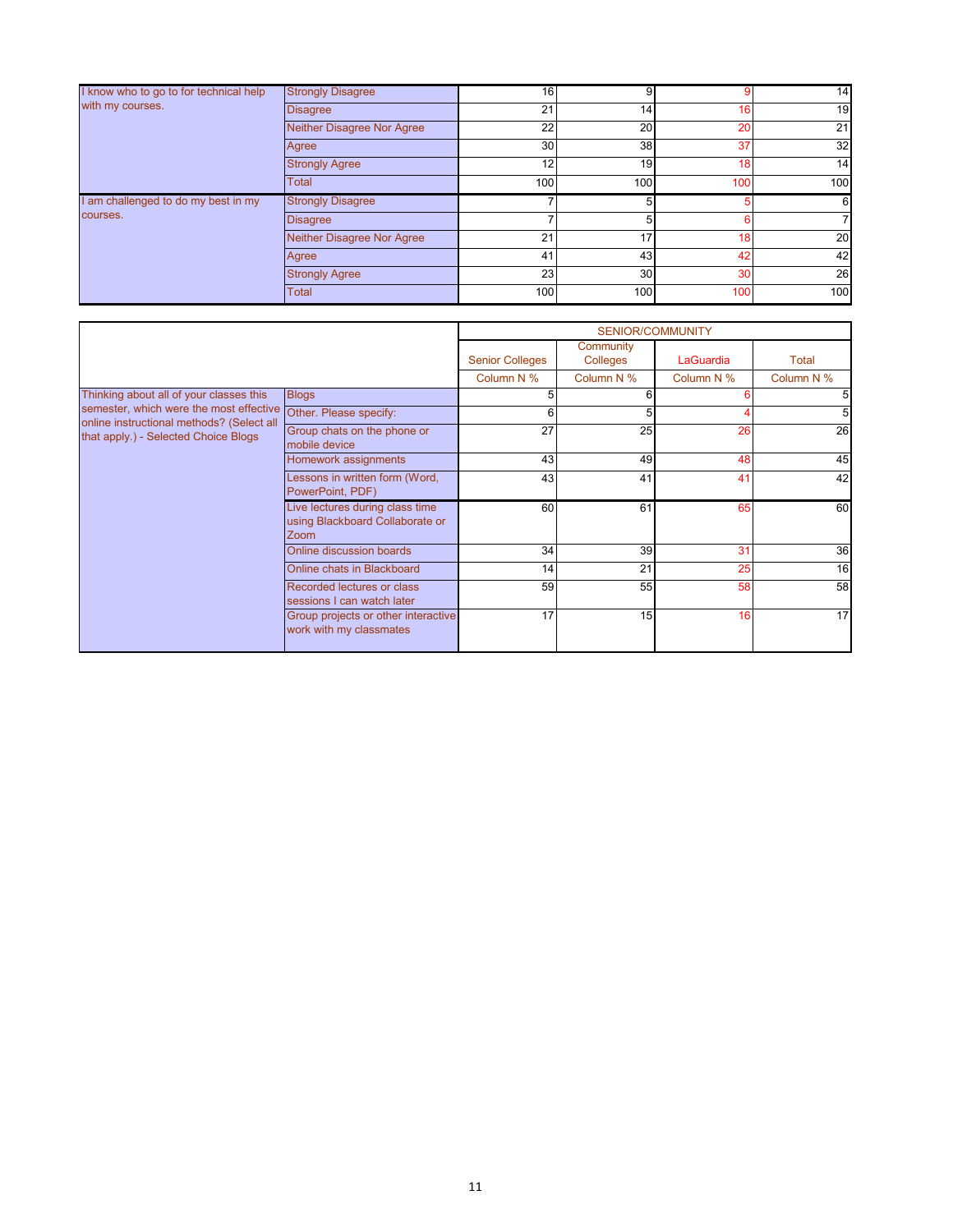| | | | | | |
|---|---|---|---|---|---|
| I know who to go to for technical help with my courses. | Strongly Disagree | 16 | 9 | 9 | 14 |
| | Disagree | 21 | 14 | 16 | 19 |
| | Neither Disagree Nor Agree | 22 | 20 | 20 | 21 |
| | Agree | 30 | 38 | 37 | 32 |
| | Strongly Agree | 12 | 19 | 18 | 14 |
| | Total | 100 | 100 | 100 | 100 |
| I am challenged to do my best in my courses. | Strongly Disagree | 7 | 5 | 5 | 6 |
| | Disagree | 7 | 5 | 6 | 7 |
| | Neither Disagree Nor Agree | 21 | 17 | 18 | 20 |
| | Agree | 41 | 43 | 42 | 42 |
| | Strongly Agree | 23 | 30 | 30 | 26 |
| | Total | 100 | 100 | 100 | 100 |

| | | SENIOR/COMMUNITY | | | |
|---|---|---|---|---|---|
| | | Senior Colleges | Community Colleges | LaGuardia | Total |
| | | Column N % | Column N % | Column N % | Column N % |
| Thinking about all of your classes this semester, which were the most effective online instructional methods? (Select all that apply.) - Selected Choice Blogs | Blogs | 5 | 6 | 6 | 5 |
| | Other. Please specify: | 6 | 5 | 4 | 5 |
| | Group chats on the phone or mobile device | 27 | 25 | 26 | 26 |
| | Homework assignments | 43 | 49 | 48 | 45 |
| | Lessons in written form (Word, PowerPoint, PDF) | 43 | 41 | 41 | 42 |
| | Live lectures during class time using Blackboard Collaborate or Zoom | 60 | 61 | 65 | 60 |
| | Online discussion boards | 34 | 39 | 31 | 36 |
| | Online chats in Blackboard | 14 | 21 | 25 | 16 |
| | Recorded lectures or class sessions I can watch later | 59 | 55 | 58 | 58 |
| | Group projects or other interactive work with my classmates | 17 | 15 | 16 | 17 |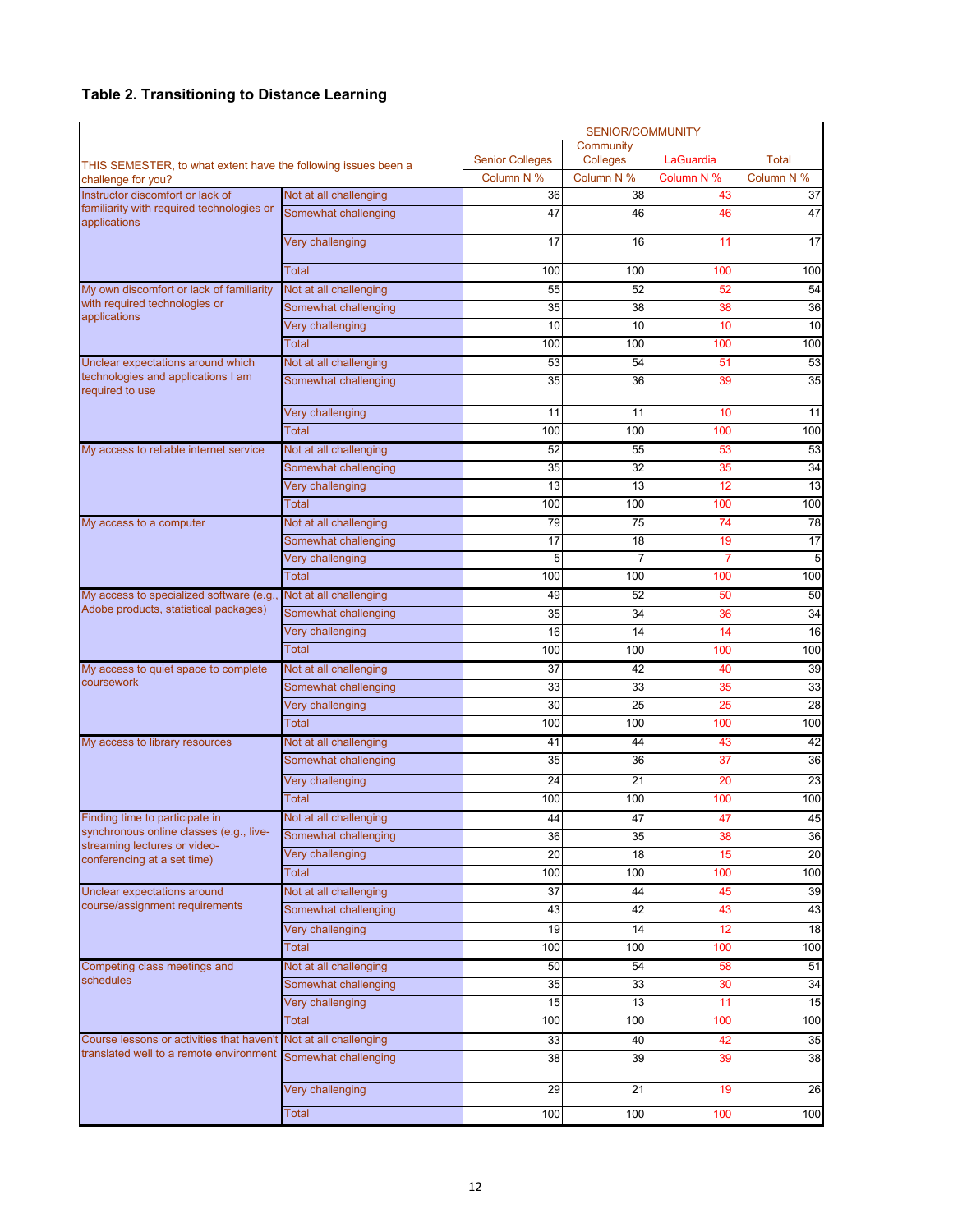**Table 2. Transitioning to Distance Learning**

| THIS SEMESTER, to what extent have the following issues been a challenge for you? | | SENIOR/COMMUNITY | | | |
|---|---|---|---|---|---|
| | | Senior Colleges | Community Colleges | LaGuardia | Total |
| | | Column N % | Column N % | Column N % | Column N % |
| Instructor discomfort or lack of familiarity with required technologies or applications | Not at all challenging | 36 | 38 | 43 | 37 |
| | Somewhat challenging | 47 | 46 | 46 | 47 |
| | Very challenging | 17 | 16 | 11 | 17 |
| | Total | 100 | 100 | 100 | 100 |
| My own discomfort or lack of familiarity with required technologies or applications | Not at all challenging | 55 | 52 | 52 | 54 |
| | Somewhat challenging | 35 | 38 | 38 | 36 |
| | Very challenging | 10 | 10 | 10 | 10 |
| | Total | 100 | 100 | 100 | 100 |
| Unclear expectations around which technologies and applications I am required to use | Not at all challenging | 53 | 54 | 51 | 53 |
| | Somewhat challenging | 35 | 36 | 39 | 35 |
| | Very challenging | 11 | 11 | 10 | 11 |
| | Total | 100 | 100 | 100 | 100 |
| My access to reliable internet service | Not at all challenging | 52 | 55 | 53 | 53 |
| | Somewhat challenging | 35 | 32 | 35 | 34 |
| | Very challenging | 13 | 13 | 12 | 13 |
| | Total | 100 | 100 | 100 | 100 |
| My access to a computer | Not at all challenging | 79 | 75 | 74 | 78 |
| | Somewhat challenging | 17 | 18 | 19 | 17 |
| | Very challenging | 5 | 7 | 7 | 5 |
| | Total | 100 | 100 | 100 | 100 |
| My access to specialized software (e.g., Adobe products, statistical packages) | Not at all challenging | 49 | 52 | 50 | 50 |
| | Somewhat challenging | 35 | 34 | 36 | 34 |
| | Very challenging | 16 | 14 | 14 | 16 |
| | Total | 100 | 100 | 100 | 100 |
| My access to quiet space to complete coursework | Not at all challenging | 37 | 42 | 40 | 39 |
| | Somewhat challenging | 33 | 33 | 35 | 33 |
| | Very challenging | 30 | 25 | 25 | 28 |
| | Total | 100 | 100 | 100 | 100 |
| My access to library resources | Not at all challenging | 41 | 44 | 43 | 42 |
| | Somewhat challenging | 35 | 36 | 37 | 36 |
| | Very challenging | 24 | 21 | 20 | 23 |
| | Total | 100 | 100 | 100 | 100 |
| Finding time to participate in synchronous online classes (e.g., live-streaming lectures or video-conferencing at a set time) | Not at all challenging | 44 | 47 | 47 | 45 |
| | Somewhat challenging | 36 | 35 | 38 | 36 |
| | Very challenging | 20 | 18 | 15 | 20 |
| | Total | 100 | 100 | 100 | 100 |
| Unclear expectations around course/assignment requirements | Not at all challenging | 37 | 44 | 45 | 39 |
| | Somewhat challenging | 43 | 42 | 43 | 43 |
| | Very challenging | 19 | 14 | 12 | 18 |
| | Total | 100 | 100 | 100 | 100 |
| Competing class meetings and schedules | Not at all challenging | 50 | 54 | 58 | 51 |
| | Somewhat challenging | 35 | 33 | 30 | 34 |
| | Very challenging | 15 | 13 | 11 | 15 |
| | Total | 100 | 100 | 100 | 100 |
| Course lessons or activities that haven't translated well to a remote environment | Not at all challenging | 33 | 40 | 42 | 35 |
| | Somewhat challenging | 38 | 39 | 39 | 38 |
| | Very challenging | 29 | 21 | 19 | 26 |
| | Total | 100 | 100 | 100 | 100 |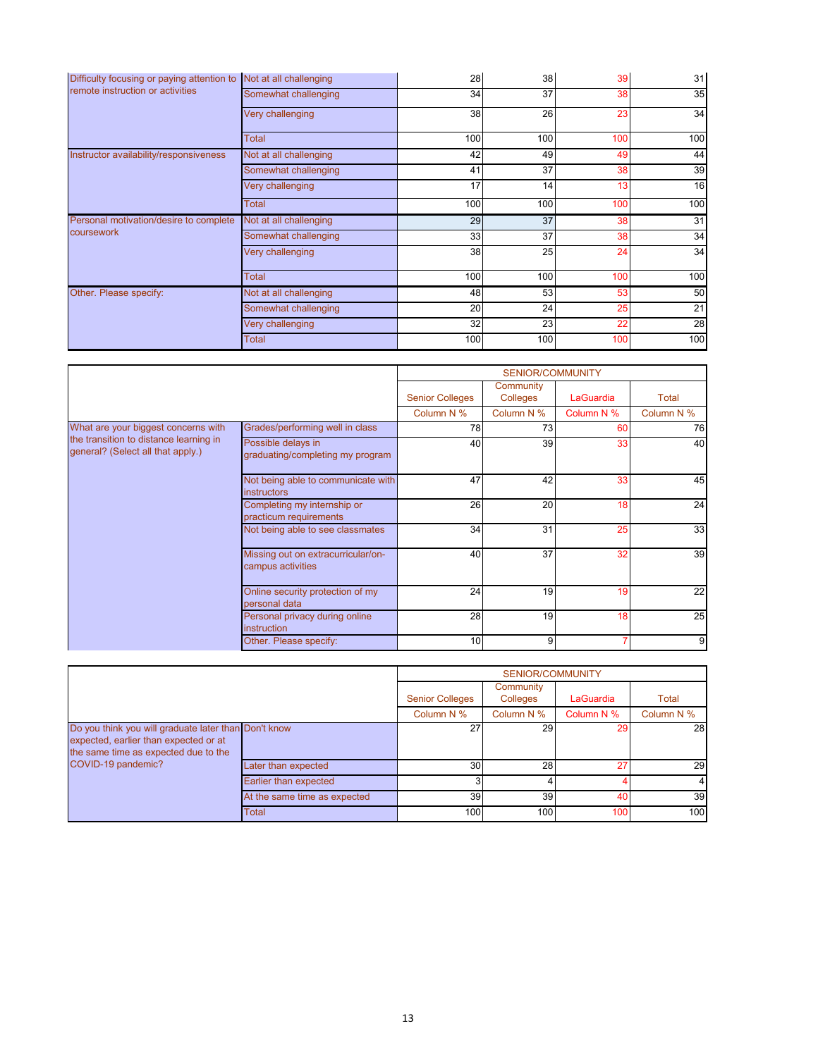| | | | | | |
|---|---|---|---|---|---|
| Difficulty focusing or paying attention to remote instruction or activities | Not at all challenging | 28 | 38 | 39 | 31 |
| | Somewhat challenging | 34 | 37 | 38 | 35 |
| | Very challenging | 38 | 26 | 23 | 34 |
| | Total | 100 | 100 | 100 | 100 |
| Instructor availability/responsiveness | Not at all challenging | 42 | 49 | 49 | 44 |
| | Somewhat challenging | 41 | 37 | 38 | 39 |
| | Very challenging | 17 | 14 | 13 | 16 |
| | Total | 100 | 100 | 100 | 100 |
| Personal motivation/desire to complete coursework | Not at all challenging | 29 | 37 | 38 | 31 |
| | Somewhat challenging | 33 | 37 | 38 | 34 |
| | Very challenging | 38 | 25 | 24 | 34 |
| | Total | 100 | 100 | 100 | 100 |
| Other. Please specify: | Not at all challenging | 48 | 53 | 53 | 50 |
| | Somewhat challenging | 20 | 24 | 25 | 21 |
| | Very challenging | 32 | 23 | 22 | 28 |
| | Total | 100 | 100 | 100 | 100 |

| | | SENIOR/COMMUNITY | | | |
|---|---|---|---|---|---|
| | | Senior Colleges | Community Colleges | LaGuardia | Total |
| | | Column N % | Column N % | Column N % | Column N % |
| What are your biggest concerns with the transition to distance learning in general? (Select all that apply.) | Grades/performing well in class | 78 | 73 | 60 | 76 |
| | Possible delays in graduating/completing my program | 40 | 39 | 33 | 40 |
| | Not being able to communicate with instructors | 47 | 42 | 33 | 45 |
| | Completing my internship or practicum requirements | 26 | 20 | 18 | 24 |
| | Not being able to see classmates | 34 | 31 | 25 | 33 |
| | Missing out on extracurricular/on-campus activities | 40 | 37 | 32 | 39 |
| | Online security protection of my personal data | 24 | 19 | 19 | 22 |
| | Personal privacy during online instruction | 28 | 19 | 18 | 25 |
| | Other. Please specify: | 10 | 9 | 7 | 9 |

| | | SENIOR/COMMUNITY | | | |
|---|---|---|---|---|---|
| | | Senior Colleges | Community Colleges | LaGuardia | Total |
| | | Column N % | Column N % | Column N % | Column N % |
| Do you think you will graduate later than expected, earlier than expected or at the same time as expected due to the COVID-19 pandemic? | Don't know | 27 | 29 | 29 | 28 |
| | Later than expected | 30 | 28 | 27 | 29 |
| | Earlier than expected | 3 | 4 | 4 | 4 |
| | At the same time as expected | 39 | 39 | 40 | 39 |
| | Total | 100 | 100 | 100 | 100 |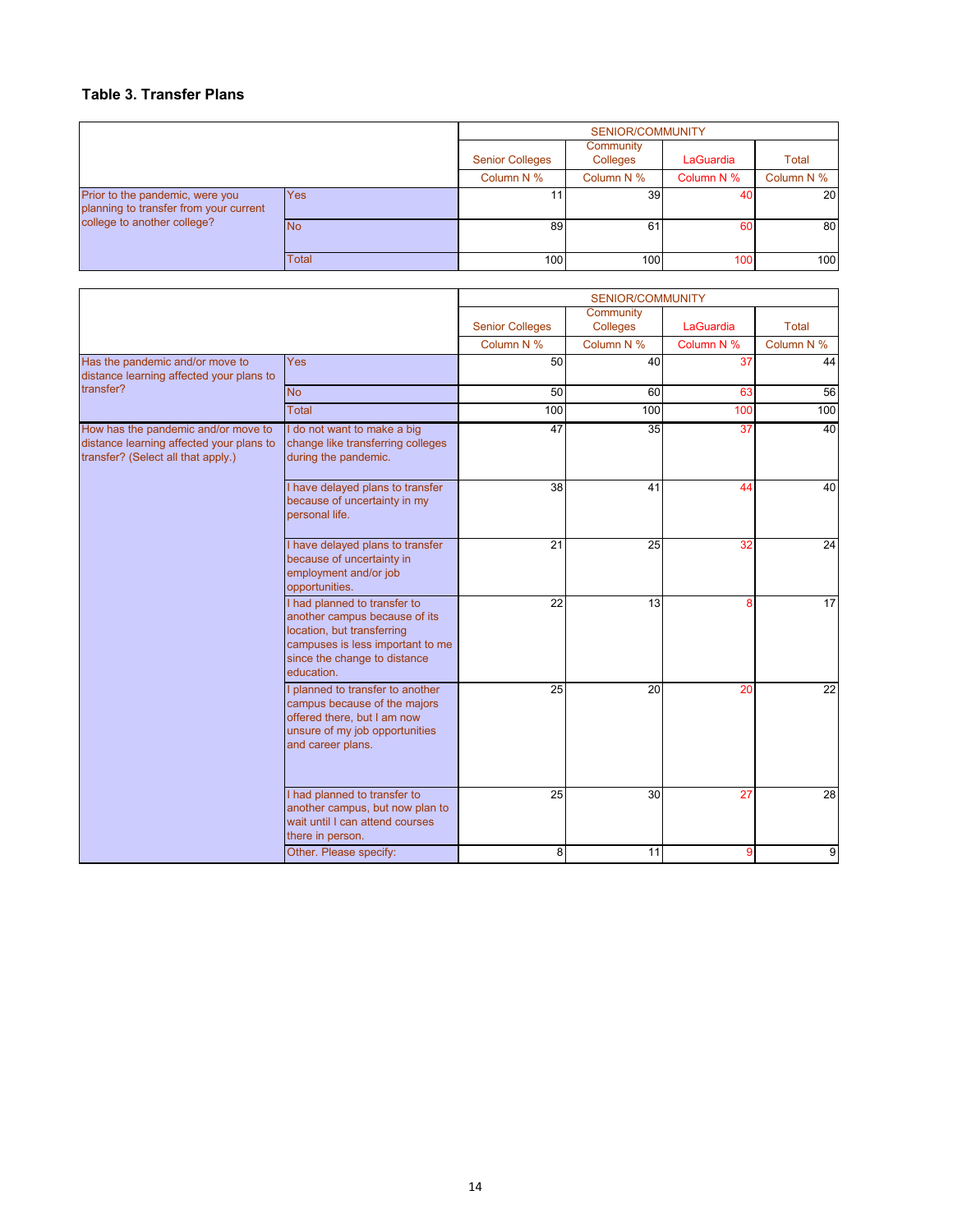**Table 3. Transfer Plans**

| | | SENIOR/COMMUNITY | | | |
|---|---|---|---|---|---|
| | | Senior Colleges | Community Colleges | LaGuardia | Total |
| | | Column N % | Column N % | Column N % | Column N % |
| Prior to the pandemic, were you planning to transfer from your current college to another college? | Yes | 11 | 39 | 40 | 20 |
| | No | 89 | 61 | 60 | 80 |
| | Total | 100 | 100 | 100 | 100 |

| | | SENIOR/COMMUNITY | | | |
|---|---|---|---|---|---|
| | | Senior Colleges | Community Colleges | LaGuardia | Total |
| | | Column N % | Column N % | Column N % | Column N % |
| Has the pandemic and/or move to distance learning affected your plans to transfer? | Yes | 50 | 40 | 37 | 44 |
| | No | 50 | 60 | 63 | 56 |
| | Total | 100 | 100 | 100 | 100 |
| How has the pandemic and/or move to distance learning affected your plans to transfer? (Select all that apply.) | I do not want to make a big change like transferring colleges during the pandemic. | 47 | 35 | 37 | 40 |
| | I have delayed plans to transfer because of uncertainty in my personal life. | 38 | 41 | 44 | 40 |
| | I have delayed plans to transfer because of uncertainty in employment and/or job opportunities. | 21 | 25 | 32 | 24 |
| | I had planned to transfer to another campus because of its location, but transferring campuses is less important to me since the change to distance education. | 22 | 13 | 8 | 17 |
| | I planned to transfer to another campus because of the majors offered there, but I am now unsure of my job opportunities and career plans. | 25 | 20 | 20 | 22 |
| | I had planned to transfer to another campus, but now plan to wait until I can attend courses there in person. | 25 | 30 | 27 | 28 |
| | Other. Please specify: | 8 | 11 | 9 | 9 |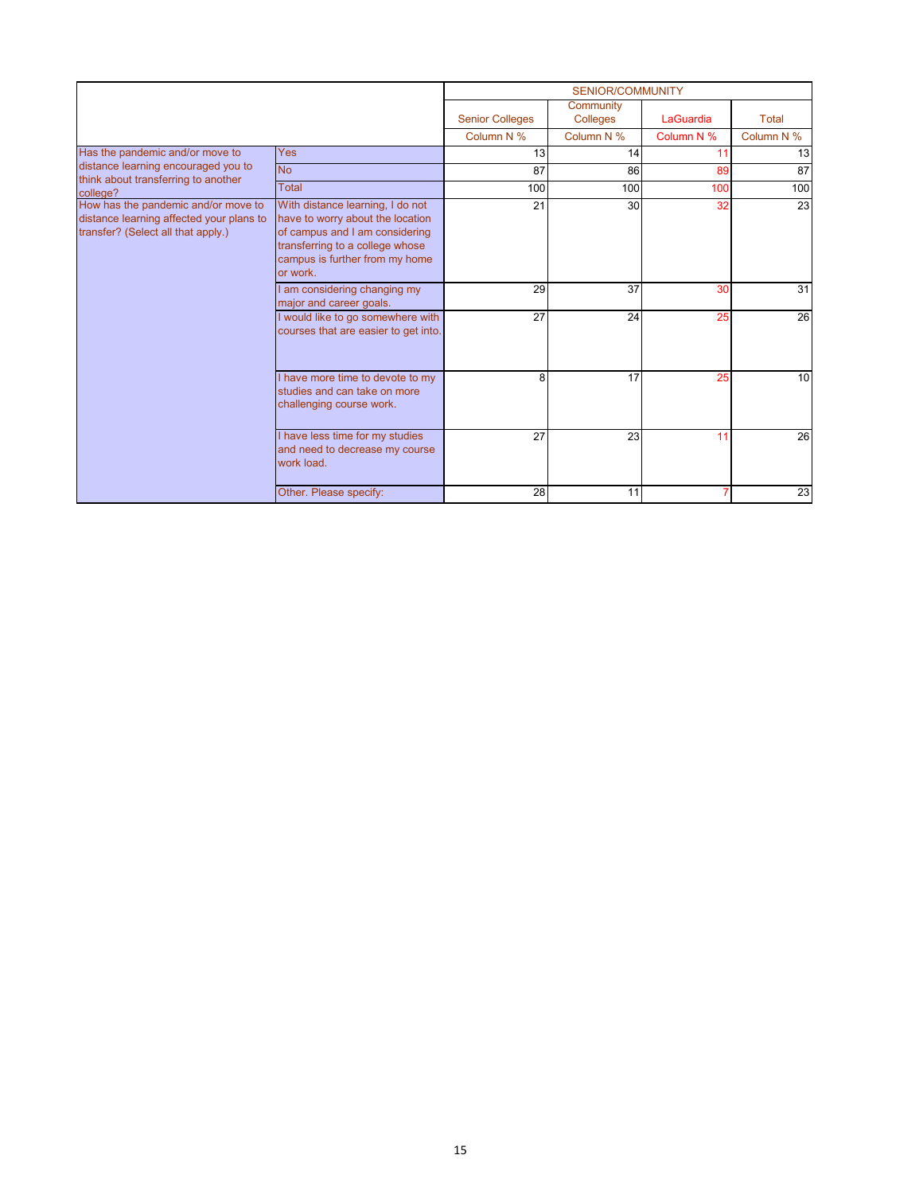| | | SENIOR/COMMUNITY | | | |
|---|---|---|---|---|---|
| | | Senior Colleges | Community Colleges | LaGuardia | Total |
| | | Column N % | Column N % | Column N % | Column N % |
| Has the pandemic and/or move to distance learning encouraged you to think about transferring to another college? | Yes | 13 | 14 | 11 | 13 |
| | No | 87 | 86 | 89 | 87 |
| | Total | 100 | 100 | 100 | 100 |
| How has the pandemic and/or move to distance learning affected your plans to transfer? (Select all that apply.) | With distance learning, I do not have to worry about the location of campus and I am considering transferring to a college whose campus is further from my home or work. | 21 | 30 | 32 | 23 |
| | I am considering changing my major and career goals. | 29 | 37 | 30 | 31 |
| | I would like to go somewhere with courses that are easier to get into. | 27 | 24 | 25 | 26 |
| | I have more time to devote to my studies and can take on more challenging course work. | 8 | 17 | 25 | 10 |
| | I have less time for my studies and need to decrease my course work load. | 27 | 23 | 11 | 26 |
| | Other. Please specify: | 28 | 11 | 7 | 23 |